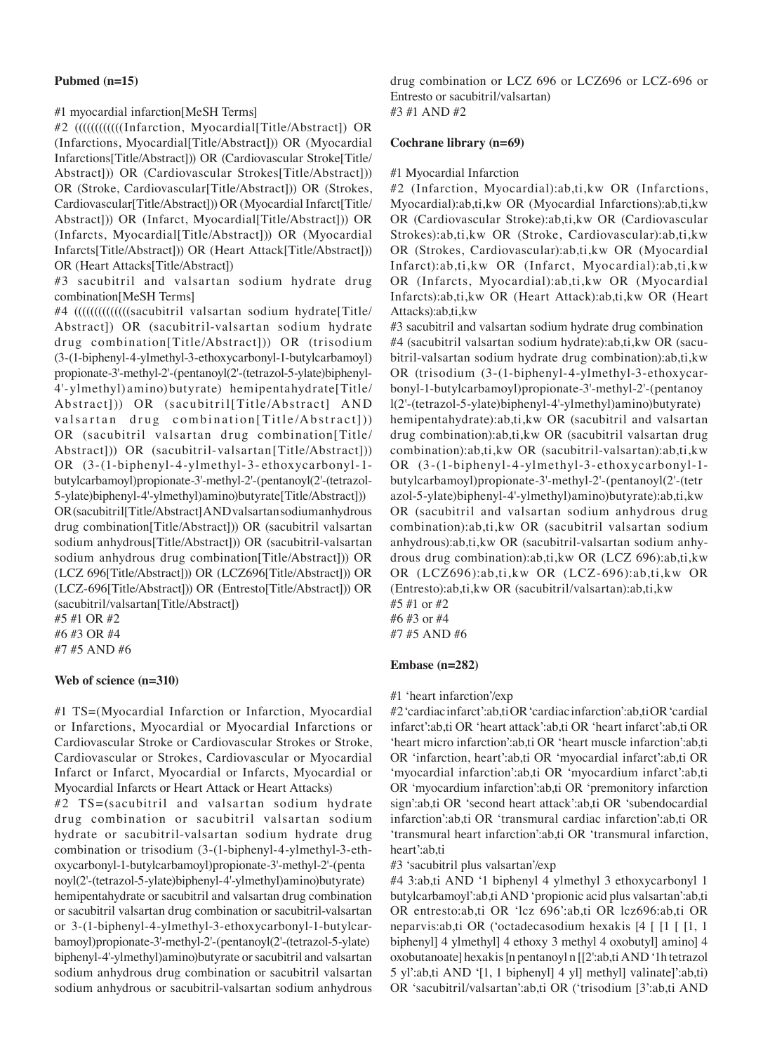**Pubmed (n=15)**

#1 myocardial infarction[MeSH Terms]

#2 ((((((((((((Infarction, Myocardial[Title/Abstract]) OR (Infarctions, Myocardial[Title/Abstract])) OR (Myocardial Infarctions[Title/Abstract])) OR (Cardiovascular Stroke[Title/Abstract])) OR (Cardiovascular Strokes[Title/Abstract])) OR (Stroke, Cardiovascular[Title/Abstract])) OR (Strokes, Cardiovascular[Title/Abstract])) OR (Myocardial Infarct[Title/Abstract])) OR (Infarct, Myocardial[Title/Abstract])) OR (Infarcts, Myocardial[Title/Abstract])) OR (Myocardial Infarcts[Title/Abstract])) OR (Heart Attack[Title/Abstract])) OR (Heart Attacks[Title/Abstract])

#3 sacubitril and valsartan sodium hydrate drug combination[MeSH Terms]

#4 ((((((((((((((sacubitril valsartan sodium hydrate[Title/Abstract]) OR (sacubitril-valsartan sodium hydrate drug combination[Title/Abstract])) OR (trisodium (3-(1-biphenyl-4-ylmethyl-3-ethoxycarbonyl-1-butylcarbamoyl) propionate-3'-methyl-2'-(pentanoyl(2'-(tetrazol-5-ylate)biphenyl-4'-ylmethyl)amino)butyrate) hemipentahydrate[Title/Abstract])) OR (sacubitril[Title/Abstract] AND valsartan drug combination[Title/Abstract])) OR (sacubitril valsartan drug combination[Title/Abstract])) OR (sacubitril-valsartan[Title/Abstract])) OR (3-(1-biphenyl-4-ylmethyl-3-ethoxycarbonyl-1-butylcarbamoyl)propionate-3'-methyl-2'-(pentanoyl(2'-(tetrazol-5-ylate)biphenyl-4'-ylmethyl)amino)butyrate[Title/Abstract])) OR (sacubitril[Title/Abstract] AND valsartan sodium anhydrous drug combination[Title/Abstract])) OR (sacubitril valsartan sodium anhydrous[Title/Abstract])) OR (sacubitril-valsartan sodium anhydrous drug combination[Title/Abstract])) OR (LCZ 696[Title/Abstract])) OR (LCZ696[Title/Abstract])) OR (LCZ-696[Title/Abstract])) OR (Entresto[Title/Abstract])) OR (sacubitril/valsartan[Title/Abstract])

#5 #1 OR #2

#6 #3 OR #4

#7 #5 AND #6

**Web of science (n=310)**

#1 TS=(Myocardial Infarction or Infarction, Myocardial or Infarctions, Myocardial or Myocardial Infarctions or Cardiovascular Stroke or Cardiovascular Strokes or Stroke, Cardiovascular or Strokes, Cardiovascular or Myocardial Infarct or Infarct, Myocardial or Infarcts, Myocardial or Myocardial Infarcts or Heart Attack or Heart Attacks)

#2 TS=(sacubitril and valsartan sodium hydrate drug combination or sacubitril valsartan sodium hydrate or sacubitril-valsartan sodium hydrate drug combination or trisodium (3-(1-biphenyl-4-ylmethyl-3-ethoxycarbonyl-1-butylcarbamoyl)propionate-3'-methyl-2'-(pentanoyl(2'-(tetrazol-5-ylate)biphenyl-4'-ylmethyl)amino)butyrate) hemipentahydrate or sacubitril and valsartan drug combination or sacubitril valsartan drug combination or sacubitril-valsartan or 3-(1-biphenyl-4-ylmethyl-3-ethoxycarbonyl-1-butylcarbamoyl)propionate-3'-methyl-2'-(pentanoyl(2'-(tetrazol-5-ylate) biphenyl-4'-ylmethyl)amino)butyrate or sacubitril and valsartan sodium anhydrous drug combination or sacubitril valsartan sodium anhydrous or sacubitril-valsartan sodium anhydrous drug combination or LCZ 696 or LCZ696 or LCZ-696 or Entresto or sacubitril/valsartan)

#3 #1 AND #2

**Cochrane library (n=69)**

#1 Myocardial Infarction

#2 (Infarction, Myocardial):ab,ti,kw OR (Infarctions, Myocardial):ab,ti,kw OR (Myocardial Infarctions):ab,ti,kw OR (Cardiovascular Stroke):ab,ti,kw OR (Cardiovascular Strokes):ab,ti,kw OR (Stroke, Cardiovascular):ab,ti,kw OR (Strokes, Cardiovascular):ab,ti,kw OR (Myocardial Infarct):ab,ti,kw OR (Infarct, Myocardial):ab,ti,kw OR (Infarcts, Myocardial):ab,ti,kw OR (Myocardial Infarcts):ab,ti,kw OR (Heart Attack):ab,ti,kw OR (Heart Attacks):ab,ti,kw

#3 sacubitril and valsartan sodium hydrate drug combination

#4 (sacubitril valsartan sodium hydrate):ab,ti,kw OR (sacubitril-valsartan sodium hydrate drug combination):ab,ti,kw OR (trisodium (3-(1-biphenyl-4-ylmethyl-3-ethoxycarbonyl-1-butylcarbamoyl)propionate-3'-methyl-2'-(pentanoyl(2'-(tetrazol-5-ylate)biphenyl-4'-ylmethyl)amino)butyrate) hemipentahydrate):ab,ti,kw OR (sacubitril and valsartan drug combination):ab,ti,kw OR (sacubitril valsartan drug combination):ab,ti,kw OR (sacubitril-valsartan):ab,ti,kw OR (3-(1-biphenyl-4-ylmethyl-3-ethoxycarbonyl-1-butylcarbamoyl)propionate-3'-methyl-2'-(pentanoyl(2'-(tetrazol-5-ylate)biphenyl-4'-ylmethyl)amino)butyrate):ab,ti,kw OR (sacubitril and valsartan sodium anhydrous drug combination):ab,ti,kw OR (sacubitril valsartan sodium anhydrous):ab,ti,kw OR (sacubitril-valsartan sodium anhydrous drug combination):ab,ti,kw OR (LCZ 696):ab,ti,kw OR (LCZ696):ab,ti,kw OR (LCZ-696):ab,ti,kw OR (Entresto):ab,ti,kw OR (sacubitril/valsartan):ab,ti,kw

#5 #1 or #2

#6 #3 or #4

#7 #5 AND #6

**Embase (n=282)**

#1 'heart infarction'/exp

#2 'cardiac infarct':ab,ti OR 'cardiac infarction':ab,ti OR 'cardial infarct':ab,ti OR 'heart attack':ab,ti OR 'heart infarct':ab,ti OR 'heart micro infarction':ab,ti OR 'heart muscle infarction':ab,ti OR 'infarction, heart':ab,ti OR 'myocardial infarct':ab,ti OR 'myocardial infarction':ab,ti OR 'myocardium infarct':ab,ti OR 'myocardium infarction':ab,ti OR 'premonitory infarction sign':ab,ti OR 'second heart attack':ab,ti OR 'subendocardial infarction':ab,ti OR 'transmural cardiac infarction':ab,ti OR 'transmural heart infarction':ab,ti OR 'transmural infarction, heart':ab,ti

#3 'sacubitril plus valsartan'/exp

#4 3:ab,ti AND '1 biphenyl 4 ylmethyl 3 ethoxycarbonyl 1 butylcarbamoyl':ab,ti AND 'propionic acid plus valsartan':ab,ti OR entresto:ab,ti OR 'lcz 696':ab,ti OR lcz696:ab,ti OR neparvis:ab,ti OR ('octadecasodium hexakis [4 [ [1 [ [1, 1 biphenyl] 4 ylmethyl] 4 ethoxy 3 methyl 4 oxobutyl] amino] 4 oxobutanoate] hexakis [n pentanoyl n [[2':ab,ti AND '1h tetrazol 5 yl':ab,ti AND '[1, 1 biphenyl] 4 yl] methyl] valinate]':ab,ti) OR 'sacubitril/valsartan':ab,ti OR ('trisodium [3':ab,ti AND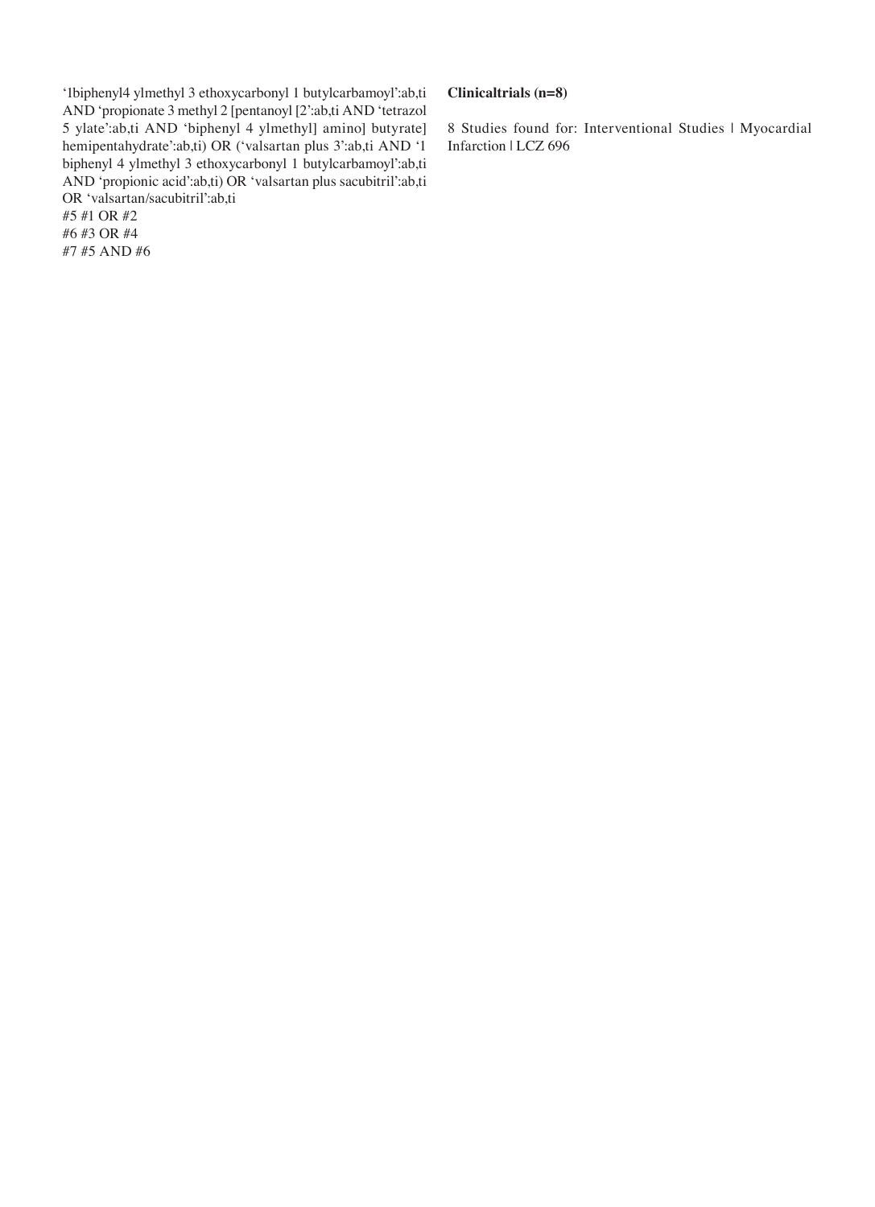'1biphenyl4 ylmethyl 3 ethoxycarbonyl 1 butylcarbamoyl':ab,ti AND 'propionate 3 methyl 2 [pentanoyl [2':ab,ti AND 'tetrazol 5 ylate':ab,ti AND 'biphenyl 4 ylmethyl] amino] butyrate] hemipentahydrate':ab,ti) OR ('valsartan plus 3':ab,ti AND '1 biphenyl 4 ylmethyl 3 ethoxycarbonyl 1 butylcarbamoyl':ab,ti AND 'propionic acid':ab,ti) OR 'valsartan plus sacubitril':ab,ti OR 'valsartan/sacubitril':ab,ti

#5 #1 OR #2

#6 #3 OR #4

#7 #5 AND #6

**Clinicaltrials (n=8)**

8 Studies found for: Interventional Studies | Myocardial Infarction | LCZ 696